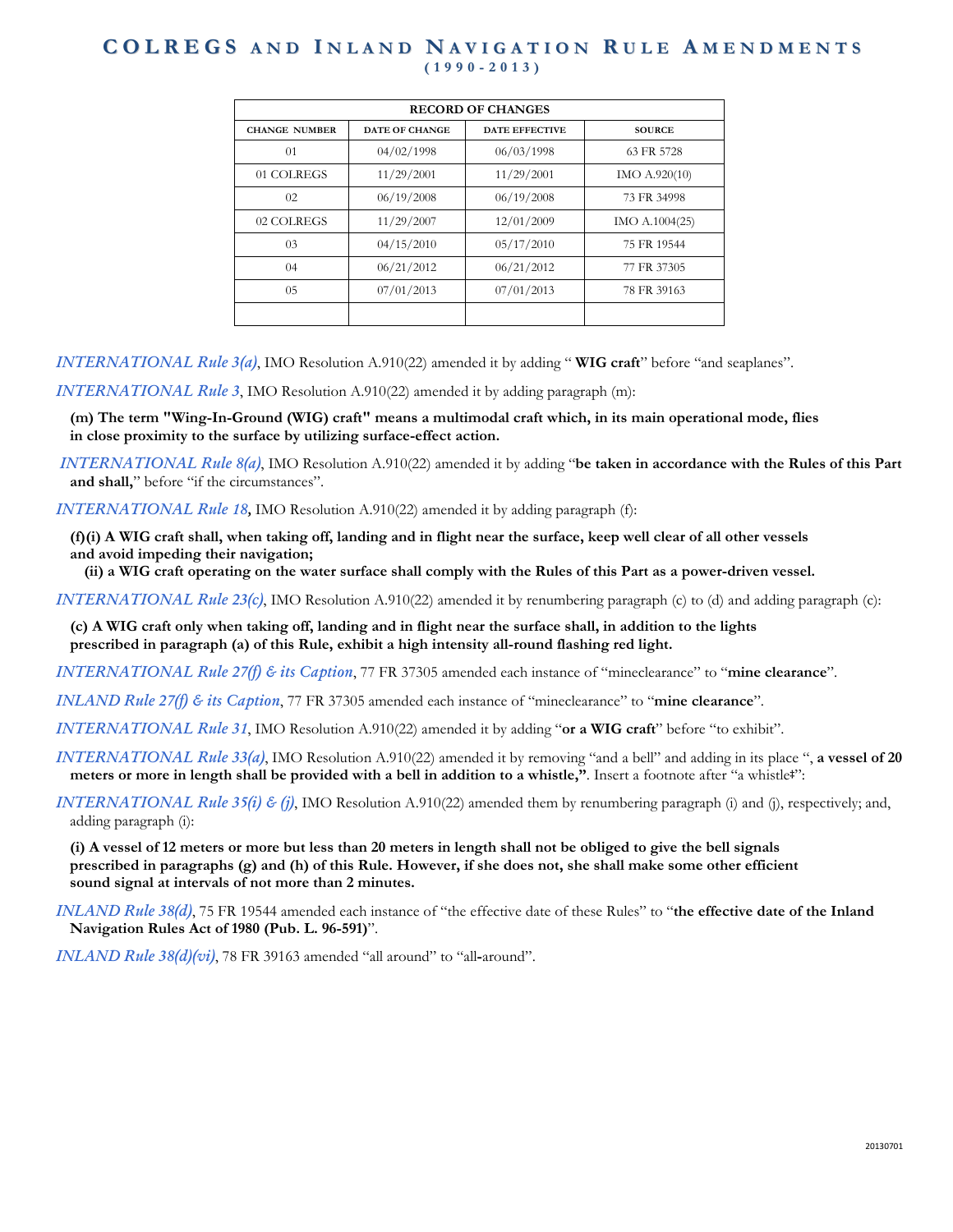# COLREGS AND INLAND NAVIGATION RULE AMENDMENTS
## (1990-2013)

| RECORD OF CHANGES | | | |
|---|---|---|---|
| CHANGE NUMBER | DATE OF CHANGE | DATE EFFECTIVE | SOURCE |
| 01 | 04/02/1998 | 06/03/1998 | 63 FR 5728 |
| 01 COLREGS | 11/29/2001 | 11/29/2001 | IMO A.920(10) |
| 02 | 06/19/2008 | 06/19/2008 | 73 FR 34998 |
| 02 COLREGS | 11/29/2007 | 12/01/2009 | IMO A.1004(25) |
| 03 | 04/15/2010 | 05/17/2010 | 75 FR 19544 |
| 04 | 06/21/2012 | 06/21/2012 | 77 FR 37305 |
| 05 | 07/01/2013 | 07/01/2013 | 78 FR 39163 |
| | | | |

*INTERNATIONAL Rule 3(a)*, IMO Resolution A.910(22) amended it by adding " **WIG craft**" before "and seaplanes".

*INTERNATIONAL Rule 3*, IMO Resolution A.910(22) amended it by adding paragraph (m):

**(m) The term "Wing-In-Ground (WIG) craft" means a multimodal craft which, in its main operational mode, flies in close proximity to the surface by utilizing surface-effect action.**

*INTERNATIONAL Rule 8(a)*, IMO Resolution A.910(22) amended it by adding "**be taken in accordance with the Rules of this Part and shall,**" before "if the circumstances".

*INTERNATIONAL Rule 18*, IMO Resolution A.910(22) amended it by adding paragraph (f):

**(f)(i) A WIG craft shall, when taking off, landing and in flight near the surface, keep well clear of all other vessels and avoid impeding their navigation;**
**(ii) a WIG craft operating on the water surface shall comply with the Rules of this Part as a power-driven vessel.**

*INTERNATIONAL Rule 23(c)*, IMO Resolution A.910(22) amended it by renumbering paragraph (c) to (d) and adding paragraph (c):

**(c) A WIG craft only when taking off, landing and in flight near the surface shall, in addition to the lights prescribed in paragraph (a) of this Rule, exhibit a high intensity all-round flashing red light.**

*INTERNATIONAL Rule 27(f) & its Caption*, 77 FR 37305 amended each instance of "mineclearance" to "**mine clearance**".

*INLAND Rule 27(f) & its Caption*, 77 FR 37305 amended each instance of "mineclearance" to "**mine clearance**".

*INTERNATIONAL Rule 31*, IMO Resolution A.910(22) amended it by adding "**or a WIG craft**" before "to exhibit".

*INTERNATIONAL Rule 33(a)*, IMO Resolution A.910(22) amended it by removing "and a bell" and adding in its place ", **a vessel of 20 meters or more in length shall be provided with a bell in addition to a whistle,"**. Insert a footnote after "a whistle‡":

*INTERNATIONAL Rule 35(i) & (j)*, IMO Resolution A.910(22) amended them by renumbering paragraph (i) and (j), respectively; and, adding paragraph (i):

**(i) A vessel of 12 meters or more but less than 20 meters in length shall not be obliged to give the bell signals prescribed in paragraphs (g) and (h) of this Rule. However, if she does not, she shall make some other efficient sound signal at intervals of not more than 2 minutes.**

*INLAND Rule 38(d)*, 75 FR 19544 amended each instance of "the effective date of these Rules" to "**the effective date of the Inland Navigation Rules Act of 1980 (Pub. L. 96-591)**".

*INLAND Rule 38(d)(vi)*, 78 FR 39163 amended "all around" to "all**-**around".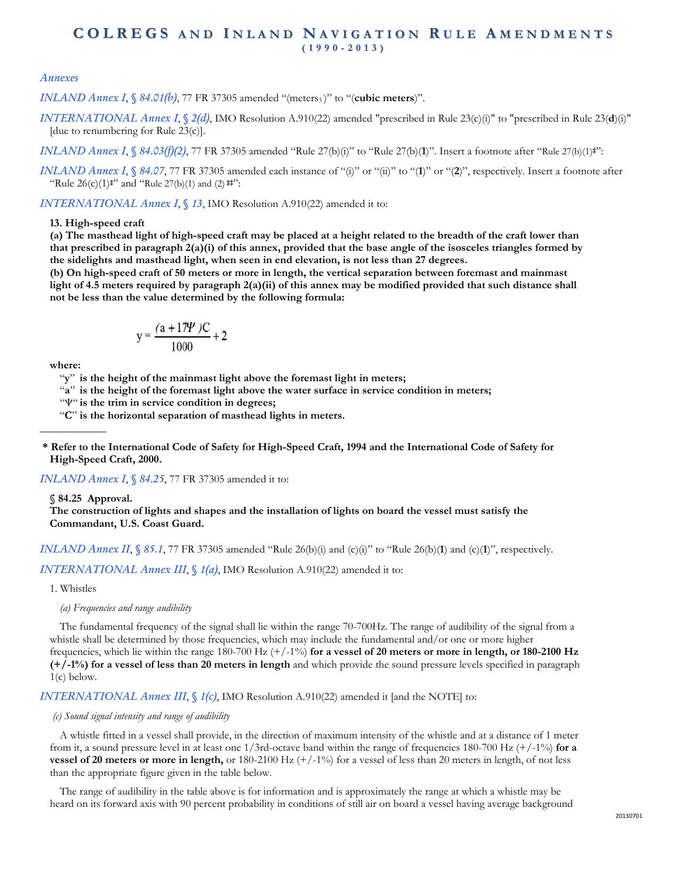*Annexes*

*INLAND Annex I, § 84.01(b)*, 77 FR 37305 amended "(meters$_3$)" to "(**cubic meters**)".

*INTERNATIONAL Annex I, § 2(d)*, IMO Resolution A.910(22) amended "prescribed in Rule 23(c)(i)" to "prescribed in Rule 23(**d**)(i)" [due to renumbering for Rule 23(c)].

*INLAND Annex I, § 84.03(f)(2)*, 77 FR 37305 amended "Rule 27(b)(i)" to "Rule 27(b)(**1**)". Insert a footnote after "Rule 27(b)(1)‡":

*INLAND Annex I, § 84.07*, 77 FR 37305 amended each instance of "(i)" or "(ii)" to "(**1**)" or "(**2**)", respectively. Insert a footnote after "Rule 26(c)(1)‡" and "Rule 27(b)(1) and (2) ‡‡":

*INTERNATIONAL Annex I, § 13*, IMO Resolution A.910(22) amended it to:

**13. High-speed craft**
**(a) The masthead light of high-speed craft may be placed at a height related to the breadth of the craft lower than that prescribed in paragraph 2(a)(i) of this annex, provided that the base angle of the isosceles triangles formed by the sidelights and masthead light, when seen in end elevation, is not less than 27 degrees.**
**(b) On high-speed craft of 50 meters or more in length, the vertical separation between foremast and mainmast light of 4.5 meters required by paragraph 2(a)(ii) of this annex may be modified provided that such distance shall not be less than the value determined by the following formula:**

$$y = \frac{(a + 17\Psi)C}{1000} + 2$$

**where:**
"**y**" **is the height of the mainmast light above the foremast light in meters;**
"**a**" **is the height of the foremast light above the water surface in service condition in meters;**
"**Ψ**" **is the trim in service condition in degrees;**
"**C**" **is the horizontal separation of masthead lights in meters.**

---

**\* Refer to the International Code of Safety for High-Speed Craft, 1994 and the International Code of Safety for High-Speed Craft, 2000.**

*INLAND Annex I, § 84.25*, 77 FR 37305 amended it to:

**§ 84.25 Approval.**
**The construction of lights and shapes and the installation of lights on board the vessel must satisfy the Commandant, U.S. Coast Guard.**

*INLAND Annex II, § 85.1*, 77 FR 37305 amended "Rule 26(b)(i) and (c)(i)" to "Rule 26(b)(**1**) and (c)(**1**)", respectively.

*INTERNATIONAL Annex III, § 1(a)*, IMO Resolution A.910(22) amended it to:

1. Whistles

*(a) Frequencies and range audibility*

The fundamental frequency of the signal shall lie within the range 70-700Hz. The range of audibility of the signal from a whistle shall be determined by those frequencies, which may include the fundamental and/or one or more higher frequencies, which lie within the range 180-700 Hz (+/-1%) **for a vessel of 20 meters or more in length, or 180-2100 Hz (+/-1%) for a vessel of less than 20 meters in length** and which provide the sound pressure levels specified in paragraph 1(c) below.

*INTERNATIONAL Annex III, § 1(c)*, IMO Resolution A.910(22) amended it [and the NOTE] to:

*(c) Sound signal intensity and range of audibility*

A whistle fitted in a vessel shall provide, in the direction of maximum intensity of the whistle and at a distance of 1 meter from it, a sound pressure level in at least one 1/3rd-octave band within the range of frequencies 180-700 Hz (+/-1%) **for a vessel of 20 meters or more in length,** or 180-2100 Hz (+/-1%) for a vessel of less than 20 meters in length, of not less than the appropriate figure given in the table below.

The range of audibility in the table above is for information and is approximately the range at which a whistle may be heard on its forward axis with 90 percent probability in conditions of still air on board a vessel having average background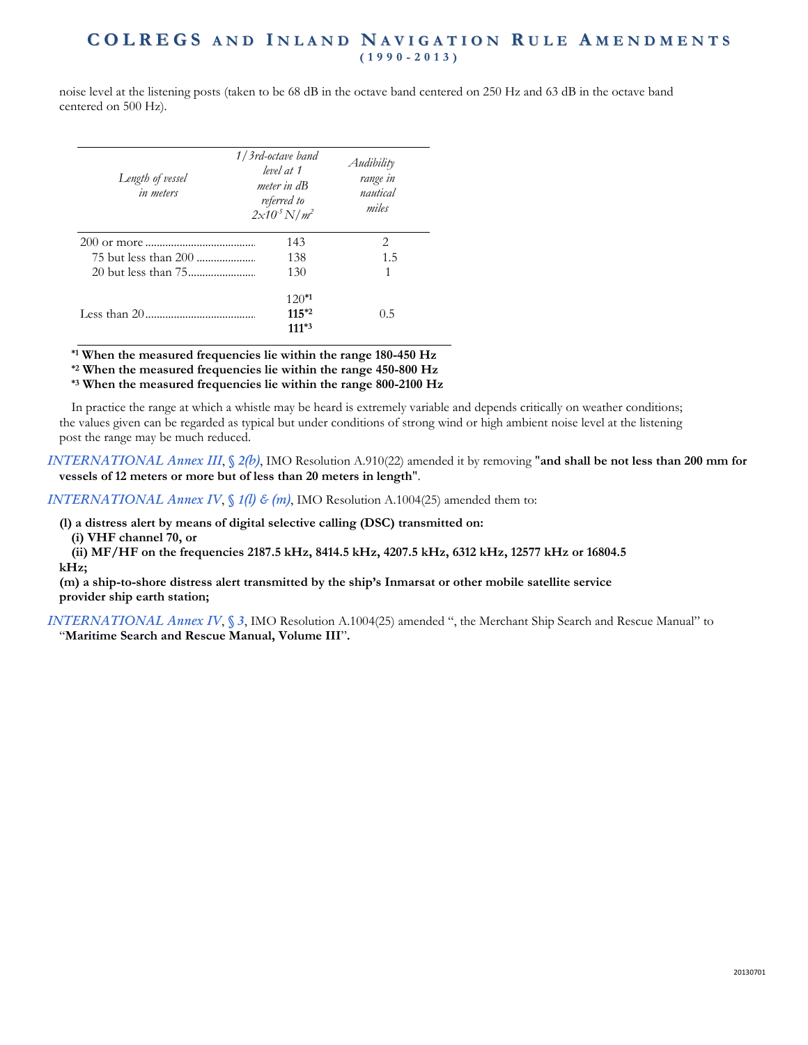noise level at the listening posts (taken to be 68 dB in the octave band centered on 250 Hz and 63 dB in the octave band centered on 500 Hz).

| *Length of vessel in meters* | *1/3rd-octave band level at 1 meter in dB referred to $2x10^{-5}$ $N/m^2$* | *Audibility range in nautical miles* |
|---|---|---|
| 200 or more | 143 | 2 |
| 75 but less than 200 | 138 | 1.5 |
| 20 but less than 75 | 130 | 1 |
| Less than 20 | 120[*1] **115[*2]** **111[*3]** | 0.5 |

**[*1] When the measured frequencies lie within the range 180-450 Hz**
**[*2] When the measured frequencies lie within the range 450-800 Hz**
**[*3] When the measured frequencies lie within the range 800-2100 Hz**

In practice the range at which a whistle may be heard is extremely variable and depends critically on weather conditions; the values given can be regarded as typical but under conditions of strong wind or high ambient noise level at the listening post the range may be much reduced.

*INTERNATIONAL Annex III*, *§ 2(b)*, IMO Resolution A.910(22) amended it by removing "**and shall be not less than 200 mm for vessels of 12 meters or more but of less than 20 meters in length**".

*INTERNATIONAL Annex IV*, *§ 1(l) & (m)*, IMO Resolution A.1004(25) amended them to:

**(l) a distress alert by means of digital selective calling (DSC) transmitted on:**
**(i) VHF channel 70, or**
**(ii) MF/HF on the frequencies 2187.5 kHz, 8414.5 kHz, 4207.5 kHz, 6312 kHz, 12577 kHz or 16804.5 kHz;**
**(m) a ship-to-shore distress alert transmitted by the ship's Inmarsat or other mobile satellite service provider ship earth station;**

*INTERNATIONAL Annex IV*, *§ 3*, IMO Resolution A.1004(25) amended ", the Merchant Ship Search and Rescue Manual" to "**Maritime Search and Rescue Manual, Volume III**".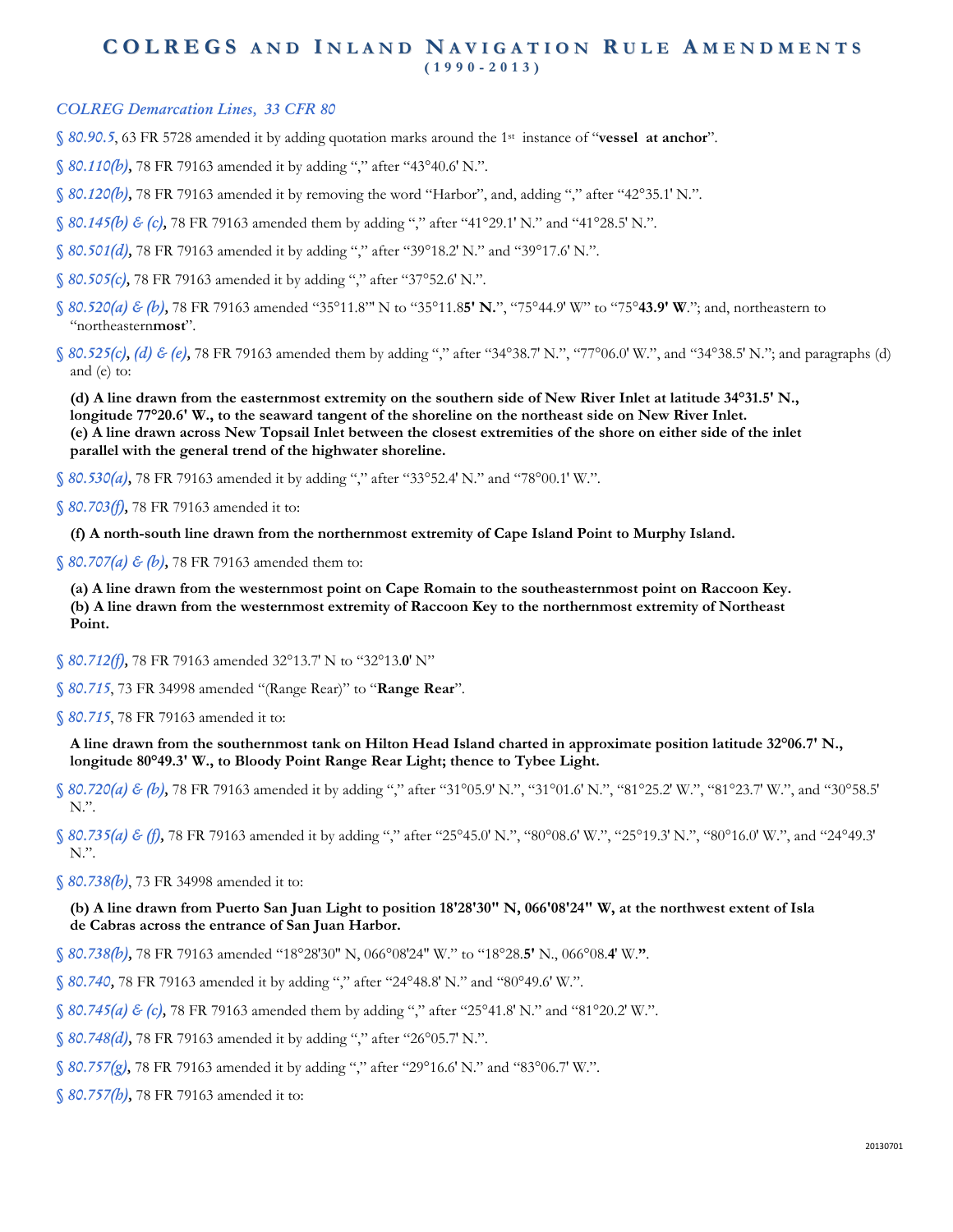# COLREGS AND INLAND NAVIGATION RULE AMENDMENTS (1990-2013)

*COLREG Demarcation Lines, 33 CFR 80*

*§ 80.90.5*, 63 FR 5728 amended it by adding quotation marks around the 1st instance of "**vessel at anchor**".

*§ 80.110(b)*, 78 FR 79163 amended it by adding "," after "43°40.6' N.".

*§ 80.120(b)*, 78 FR 79163 amended it by removing the word "Harbor", and, adding "," after "42°35.1' N.".

*§ 80.145(b) & (c)*, 78 FR 79163 amended them by adding "," after "41°29.1' N." and "41°28.5' N.".

*§ 80.501(d)*, 78 FR 79163 amended it by adding "," after "39°18.2' N." and "39°17.6' N.".

*§ 80.505(c)*, 78 FR 79163 amended it by adding "," after "37°52.6' N.".

*§ 80.520(a) & (b)*, 78 FR 79163 amended "35°11.8"' N to "35°11.8**5' N.**", "75°44.9' W" to "75°**43.9' W**."; and, northeastern to "northeastern**most**".

*§ 80.525(c), (d) & (e)*, 78 FR 79163 amended them by adding "," after "34°38.7' N.", "77°06.0' W.", and "34°38.5' N."; and paragraphs (d) and (e) to:

**(d) A line drawn from the easternmost extremity on the southern side of New River Inlet at latitude 34°31.5' N., longitude 77°20.6' W., to the seaward tangent of the shoreline on the northeast side on New River Inlet.**
**(e) A line drawn across New Topsail Inlet between the closest extremities of the shore on either side of the inlet parallel with the general trend of the highwater shoreline.**

*§ 80.530(a)*, 78 FR 79163 amended it by adding "," after "33°52.4' N." and "78°00.1' W.".

*§ 80.703(f)*, 78 FR 79163 amended it to:

**(f) A north-south line drawn from the northernmost extremity of Cape Island Point to Murphy Island.**

*§ 80.707(a) & (b)*, 78 FR 79163 amended them to:

**(a) A line drawn from the westernmost point on Cape Romain to the southeasternmost point on Raccoon Key.**
**(b) A line drawn from the westernmost extremity of Raccoon Key to the northernmost extremity of Northeast Point.**

*§ 80.712(f)*, 78 FR 79163 amended 32°13.7' N to "32°13.**0**' N"

*§ 80.715*, 73 FR 34998 amended "(Range Rear)" to "**Range Rear**".

*§ 80.715*, 78 FR 79163 amended it to:

**A line drawn from the southernmost tank on Hilton Head Island charted in approximate position latitude 32°06.7' N., longitude 80°49.3' W., to Bloody Point Range Rear Light; thence to Tybee Light.**

*§ 80.720(a) & (b)*, 78 FR 79163 amended it by adding "," after "31°05.9' N.", "31°01.6' N.", "81°25.2' W.", "81°23.7' W.", and "30°58.5' N.".

*§ 80.735(a) & (f)*, 78 FR 79163 amended it by adding "," after "25°45.0' N.", "80°08.6' W.", "25°19.3' N.", "80°16.0' W.", and "24°49.3' N.".

*§ 80.738(b)*, 73 FR 34998 amended it to:

**(b) A line drawn from Puerto San Juan Light to position 18'28'30" N, 066'08'24" W, at the northwest extent of Isla de Cabras across the entrance of San Juan Harbor.**

*§ 80.738(b)*, 78 FR 79163 amended "18°28'30" N, 066°08'24" W." to "18°28.**5'** N., 066°08.**4**' W.**"**.

*§ 80.740*, 78 FR 79163 amended it by adding "," after "24°48.8' N." and "80°49.6' W.".

*§ 80.745(a) & (c)*, 78 FR 79163 amended them by adding "," after "25°41.8' N." and "81°20.2' W.".

*§ 80.748(d)*, 78 FR 79163 amended it by adding "," after "26°05.7' N.".

*§ 80.757(g)*, 78 FR 79163 amended it by adding "," after "29°16.6' N." and "83°06.7' W.".

*§ 80.757(h)*, 78 FR 79163 amended it to: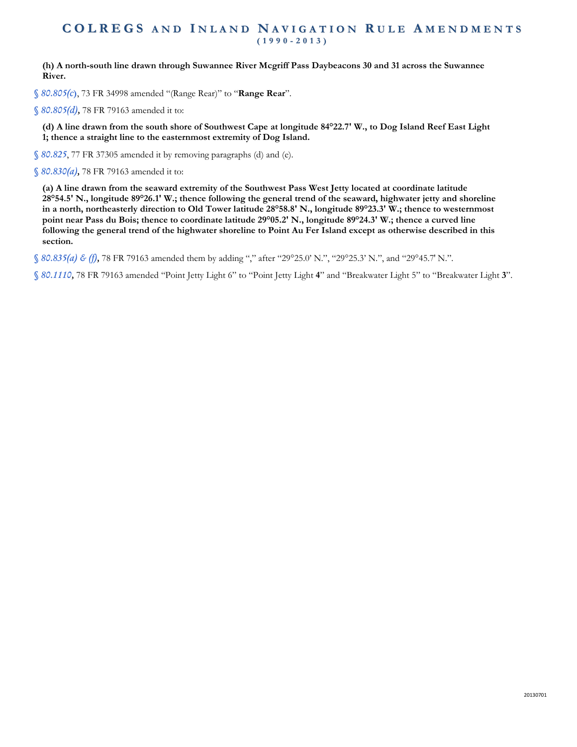**(h) A north-south line drawn through Suwannee River Mcgriff Pass Daybeacons 30 and 31 across the Suwannee River.**

*§ 80.805(c)*, 73 FR 34998 amended "(Range Rear)" to "**Range Rear**".

*§ 80.805(d)*, 78 FR 79163 amended it to:

**(d) A line drawn from the south shore of Southwest Cape at longitude 84°22.7' W., to Dog Island Reef East Light 1; thence a straight line to the easternmost extremity of Dog Island.**

*§ 80.825*, 77 FR 37305 amended it by removing paragraphs (d) and (e).

*§ 80.830(a)*, 78 FR 79163 amended it to:

**(a) A line drawn from the seaward extremity of the Southwest Pass West Jetty located at coordinate latitude 28°54.5' N., longitude 89°26.1' W.; thence following the general trend of the seaward, highwater jetty and shoreline in a north, northeasterly direction to Old Tower latitude 28°58.8' N., longitude 89°23.3' W.; thence to westernmost point near Pass du Bois; thence to coordinate latitude 29°05.2' N., longitude 89°24.3' W.; thence a curved line following the general trend of the highwater shoreline to Point Au Fer Island except as otherwise described in this section.**

*§ 80.835(a) & (f)*, 78 FR 79163 amended them by adding "," after "29°25.0' N.", "29°25.3' N.", and "29°45.7' N.".

*§ 80.1110*, 78 FR 79163 amended "Point Jetty Light 6" to "Point Jetty Light **4**" and "Breakwater Light 5" to "Breakwater Light **3**".